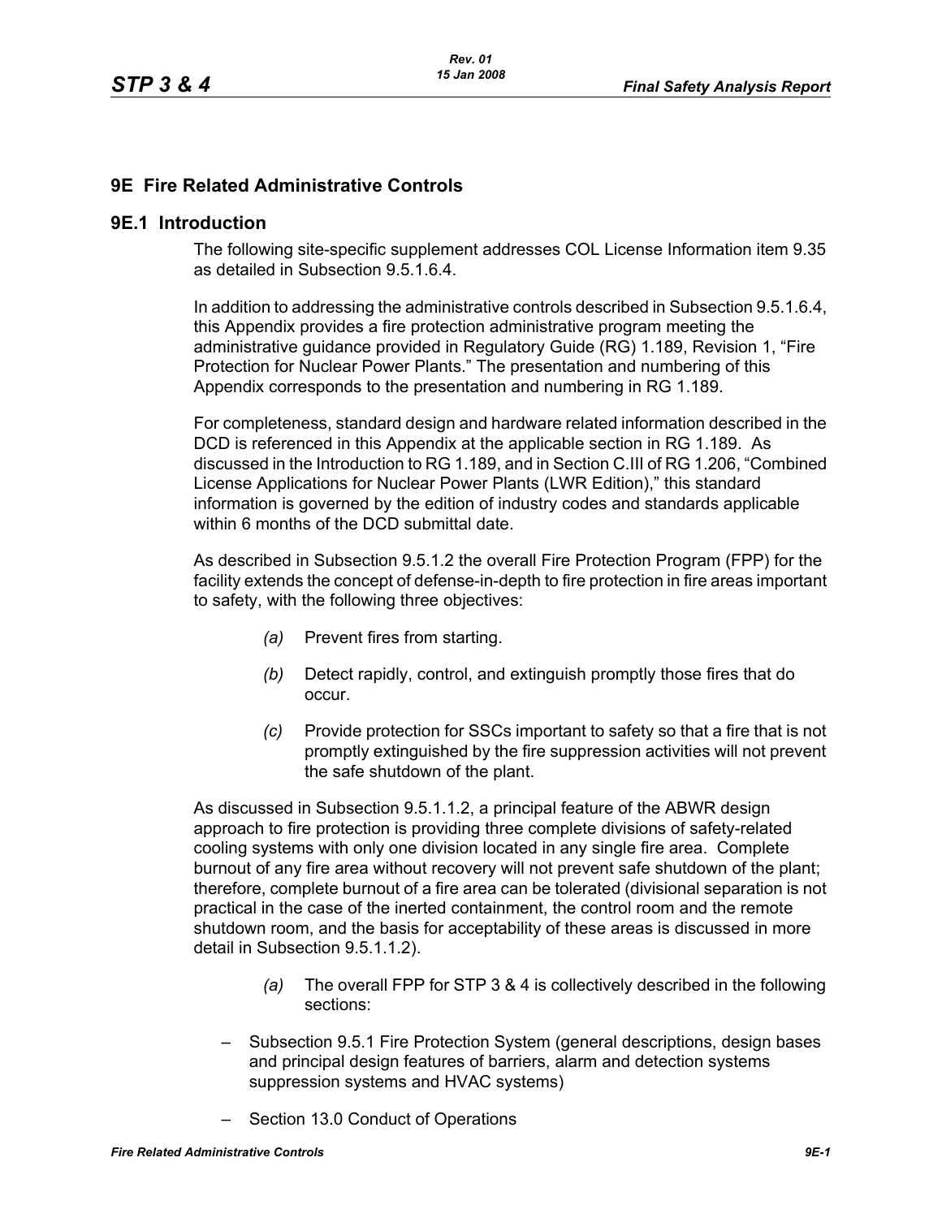# 9E Fire Related Administrative Controls

## 9E.1 Introduction

The following site-specific supplement addresses COL License Information item 9.35 as detailed in Subsection 9.5.1.6.4.

In addition to addressing the administrative controls described in Subsection 9.5.1.6.4, this Appendix provides a fire protection administrative program meeting the administrative guidance provided in Regulatory Guide (RG) 1.189, Revision 1, "Fire Protection for Nuclear Power Plants." The presentation and numbering of this Appendix corresponds to the presentation and numbering in RG 1.189.

For completeness, standard design and hardware related information described in the DCD is referenced in this Appendix at the applicable section in RG 1.189. As discussed in the Introduction to RG 1.189, and in Section C.III of RG 1.206, "Combined License Applications for Nuclear Power Plants (LWR Edition)," this standard information is governed by the edition of industry codes and standards applicable within 6 months of the DCD submittal date.

As described in Subsection 9.5.1.2 the overall Fire Protection Program (FPP) for the facility extends the concept of defense-in-depth to fire protection in fire areas important to safety, with the following three objectives:

*(a)* Prevent fires from starting.

*(b)* Detect rapidly, control, and extinguish promptly those fires that do occur.

*(c)* Provide protection for SSCs important to safety so that a fire that is not promptly extinguished by the fire suppression activities will not prevent the safe shutdown of the plant.

As discussed in Subsection 9.5.1.1.2, a principal feature of the ABWR design approach to fire protection is providing three complete divisions of safety-related cooling systems with only one division located in any single fire area. Complete burnout of any fire area without recovery will not prevent safe shutdown of the plant; therefore, complete burnout of a fire area can be tolerated (divisional separation is not practical in the case of the inerted containment, the control room and the remote shutdown room, and the basis for acceptability of these areas is discussed in more detail in Subsection 9.5.1.1.2).

*(a)* The overall FPP for STP 3 & 4 is collectively described in the following sections:

– Subsection 9.5.1 Fire Protection System (general descriptions, design bases and principal design features of barriers, alarm and detection systems suppression systems and HVAC systems)

– Section 13.0 Conduct of Operations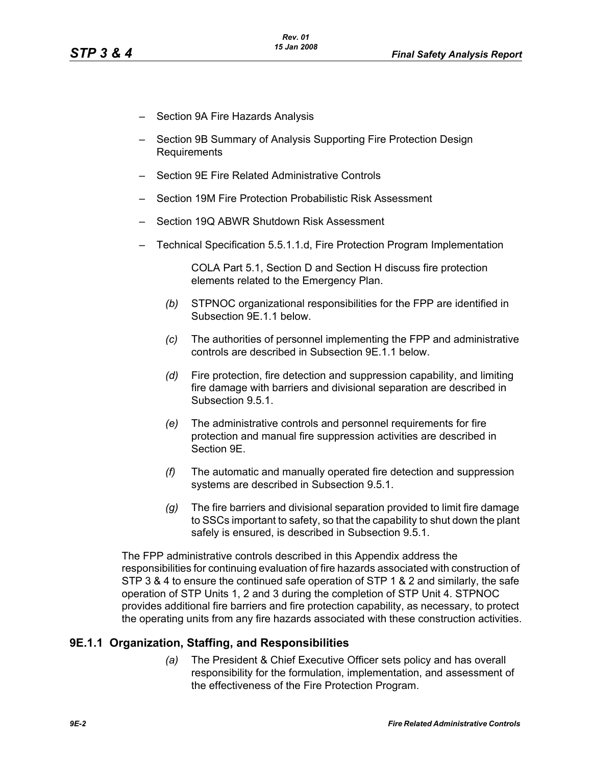- Section 9A Fire Hazards Analysis
- Section 9B Summary of Analysis Supporting Fire Protection Design Requirements
- Section 9E Fire Related Administrative Controls
- Section 19M Fire Protection Probabilistic Risk Assessment
- Section 19Q ABWR Shutdown Risk Assessment
- Technical Specification 5.5.1.1.d, Fire Protection Program Implementation

  COLA Part 5.1, Section D and Section H discuss fire protection elements related to the Emergency Plan.

*(b)* STPNOC organizational responsibilities for the FPP are identified in Subsection 9E.1.1 below.

*(c)* The authorities of personnel implementing the FPP and administrative controls are described in Subsection 9E.1.1 below.

*(d)* Fire protection, fire detection and suppression capability, and limiting fire damage with barriers and divisional separation are described in Subsection 9.5.1.

*(e)* The administrative controls and personnel requirements for fire protection and manual fire suppression activities are described in Section 9E.

*(f)* The automatic and manually operated fire detection and suppression systems are described in Subsection 9.5.1.

*(g)* The fire barriers and divisional separation provided to limit fire damage to SSCs important to safety, so that the capability to shut down the plant safely is ensured, is described in Subsection 9.5.1.

The FPP administrative controls described in this Appendix address the responsibilities for continuing evaluation of fire hazards associated with construction of STP 3 & 4 to ensure the continued safe operation of STP 1 & 2 and similarly, the safe operation of STP Units 1, 2 and 3 during the completion of STP Unit 4. STPNOC provides additional fire barriers and fire protection capability, as necessary, to protect the operating units from any fire hazards associated with these construction activities.

## 9E.1.1 Organization, Staffing, and Responsibilities

*(a)* The President & Chief Executive Officer sets policy and has overall responsibility for the formulation, implementation, and assessment of the effectiveness of the Fire Protection Program.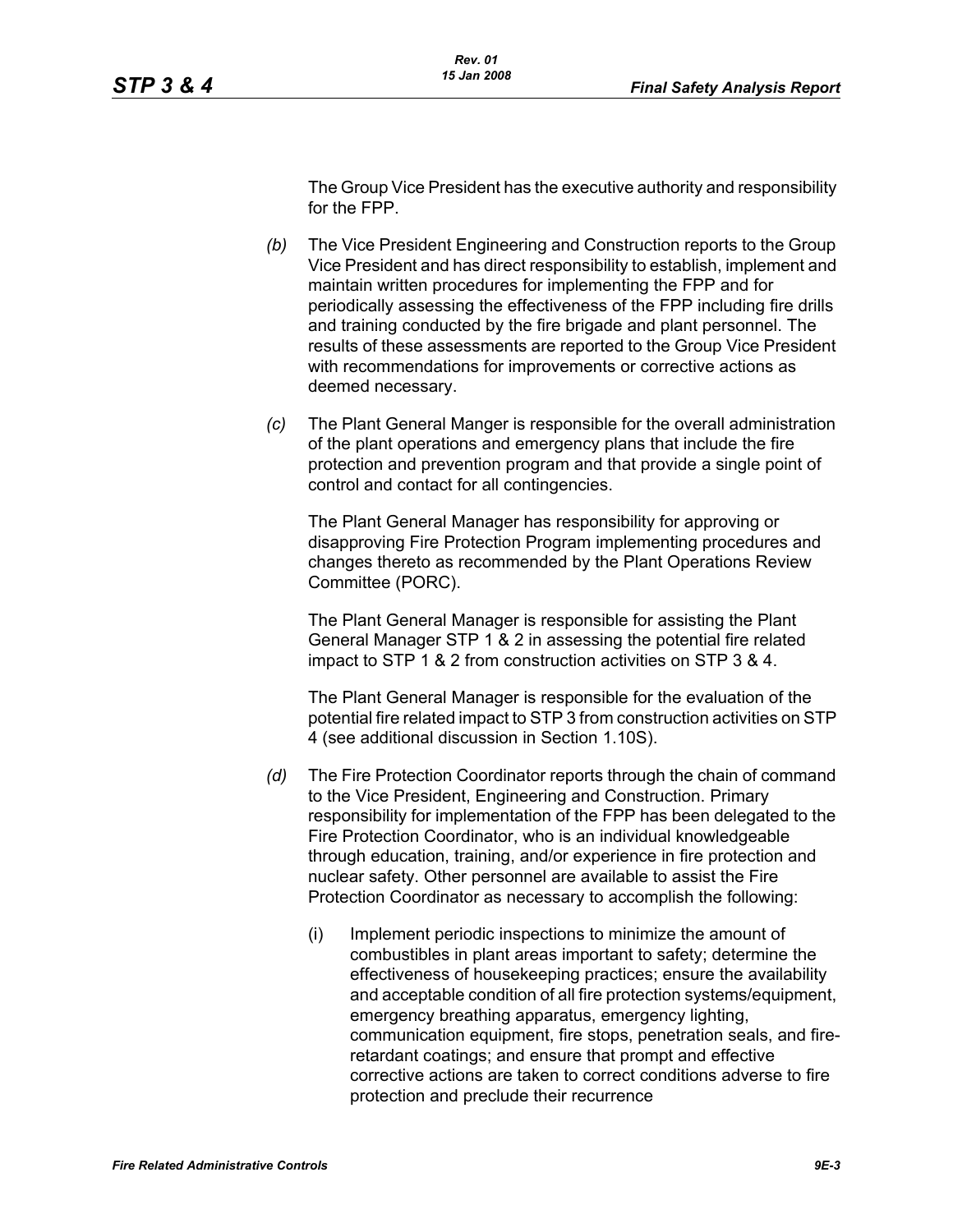The Group Vice President has the executive authority and responsibility for the FPP.

*(b)* The Vice President Engineering and Construction reports to the Group Vice President and has direct responsibility to establish, implement and maintain written procedures for implementing the FPP and for periodically assessing the effectiveness of the FPP including fire drills and training conducted by the fire brigade and plant personnel. The results of these assessments are reported to the Group Vice President with recommendations for improvements or corrective actions as deemed necessary.

*(c)* The Plant General Manger is responsible for the overall administration of the plant operations and emergency plans that include the fire protection and prevention program and that provide a single point of control and contact for all contingencies.

The Plant General Manager has responsibility for approving or disapproving Fire Protection Program implementing procedures and changes thereto as recommended by the Plant Operations Review Committee (PORC).

The Plant General Manager is responsible for assisting the Plant General Manager STP 1 & 2 in assessing the potential fire related impact to STP 1 & 2 from construction activities on STP 3 & 4.

The Plant General Manager is responsible for the evaluation of the potential fire related impact to STP 3 from construction activities on STP 4 (see additional discussion in Section 1.10S).

*(d)* The Fire Protection Coordinator reports through the chain of command to the Vice President, Engineering and Construction. Primary responsibility for implementation of the FPP has been delegated to the Fire Protection Coordinator, who is an individual knowledgeable through education, training, and/or experience in fire protection and nuclear safety. Other personnel are available to assist the Fire Protection Coordinator as necessary to accomplish the following:

(i) Implement periodic inspections to minimize the amount of combustibles in plant areas important to safety; determine the effectiveness of housekeeping practices; ensure the availability and acceptable condition of all fire protection systems/equipment, emergency breathing apparatus, emergency lighting, communication equipment, fire stops, penetration seals, and fire-retardant coatings; and ensure that prompt and effective corrective actions are taken to correct conditions adverse to fire protection and preclude their recurrence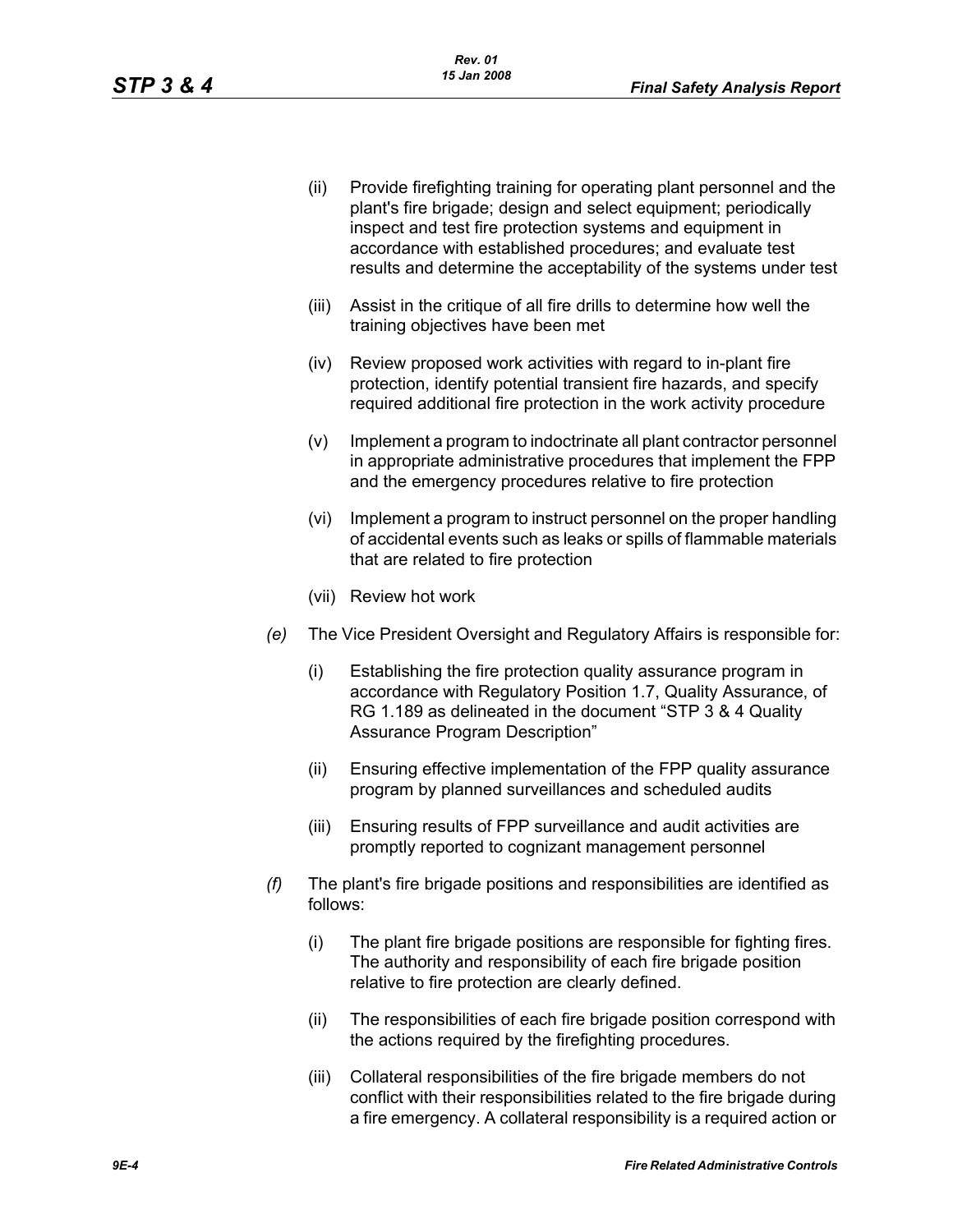- (ii) Provide firefighting training for operating plant personnel and the plant's fire brigade; design and select equipment; periodically inspect and test fire protection systems and equipment in accordance with established procedures; and evaluate test results and determine the acceptability of the systems under test

- (iii) Assist in the critique of all fire drills to determine how well the training objectives have been met

- (iv) Review proposed work activities with regard to in-plant fire protection, identify potential transient fire hazards, and specify required additional fire protection in the work activity procedure

- (v) Implement a program to indoctrinate all plant contractor personnel in appropriate administrative procedures that implement the FPP and the emergency procedures relative to fire protection

- (vi) Implement a program to instruct personnel on the proper handling of accidental events such as leaks or spills of flammable materials that are related to fire protection

- (vii) Review hot work

*(e)* The Vice President Oversight and Regulatory Affairs is responsible for:

- (i) Establishing the fire protection quality assurance program in accordance with Regulatory Position 1.7, Quality Assurance, of RG 1.189 as delineated in the document "STP 3 & 4 Quality Assurance Program Description"

- (ii) Ensuring effective implementation of the FPP quality assurance program by planned surveillances and scheduled audits

- (iii) Ensuring results of FPP surveillance and audit activities are promptly reported to cognizant management personnel

*(f)* The plant's fire brigade positions and responsibilities are identified as follows:

- (i) The plant fire brigade positions are responsible for fighting fires. The authority and responsibility of each fire brigade position relative to fire protection are clearly defined.

- (ii) The responsibilities of each fire brigade position correspond with the actions required by the firefighting procedures.

- (iii) Collateral responsibilities of the fire brigade members do not conflict with their responsibilities related to the fire brigade during a fire emergency. A collateral responsibility is a required action or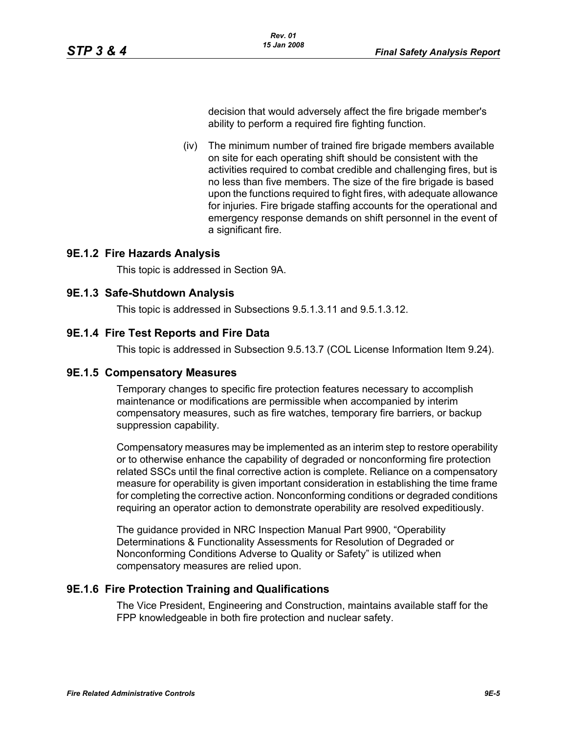decision that would adversely affect the fire brigade member's ability to perform a required fire fighting function.

(iv) The minimum number of trained fire brigade members available on site for each operating shift should be consistent with the activities required to combat credible and challenging fires, but is no less than five members. The size of the fire brigade is based upon the functions required to fight fires, with adequate allowance for injuries. Fire brigade staffing accounts for the operational and emergency response demands on shift personnel in the event of a significant fire.

### 9E.1.2 Fire Hazards Analysis

This topic is addressed in Section 9A.

### 9E.1.3 Safe-Shutdown Analysis

This topic is addressed in Subsections 9.5.1.3.11 and 9.5.1.3.12.

### 9E.1.4 Fire Test Reports and Fire Data

This topic is addressed in Subsection 9.5.13.7 (COL License Information Item 9.24).

### 9E.1.5 Compensatory Measures

Temporary changes to specific fire protection features necessary to accomplish maintenance or modifications are permissible when accompanied by interim compensatory measures, such as fire watches, temporary fire barriers, or backup suppression capability.

Compensatory measures may be implemented as an interim step to restore operability or to otherwise enhance the capability of degraded or nonconforming fire protection related SSCs until the final corrective action is complete. Reliance on a compensatory measure for operability is given important consideration in establishing the time frame for completing the corrective action. Nonconforming conditions or degraded conditions requiring an operator action to demonstrate operability are resolved expeditiously.

The guidance provided in NRC Inspection Manual Part 9900, "Operability Determinations & Functionality Assessments for Resolution of Degraded or Nonconforming Conditions Adverse to Quality or Safety" is utilized when compensatory measures are relied upon.

### 9E.1.6 Fire Protection Training and Qualifications

The Vice President, Engineering and Construction, maintains available staff for the FPP knowledgeable in both fire protection and nuclear safety.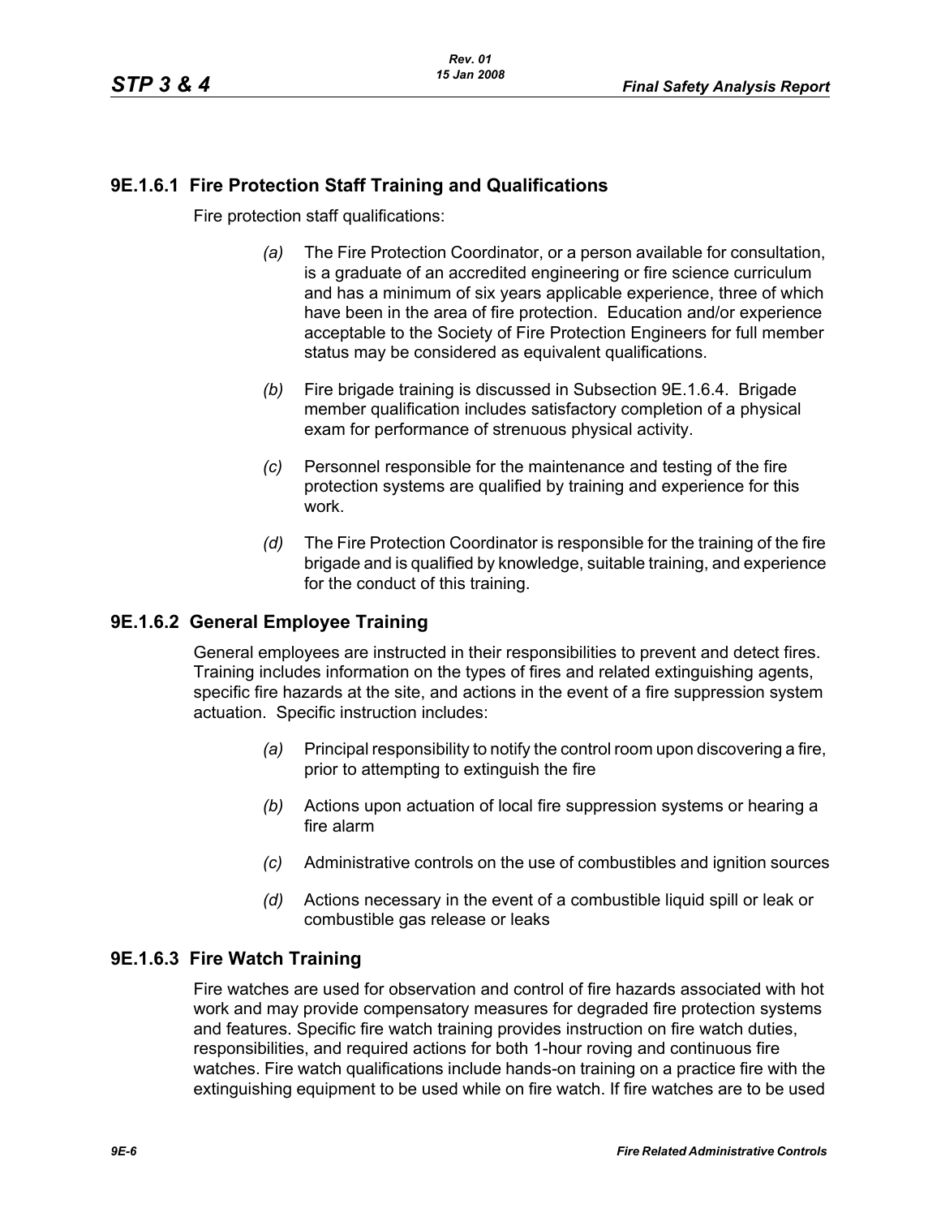### 9E.1.6.1 Fire Protection Staff Training and Qualifications

Fire protection staff qualifications:

*(a)* The Fire Protection Coordinator, or a person available for consultation, is a graduate of an accredited engineering or fire science curriculum and has a minimum of six years applicable experience, three of which have been in the area of fire protection. Education and/or experience acceptable to the Society of Fire Protection Engineers for full member status may be considered as equivalent qualifications.

*(b)* Fire brigade training is discussed in Subsection 9E.1.6.4. Brigade member qualification includes satisfactory completion of a physical exam for performance of strenuous physical activity.

*(c)* Personnel responsible for the maintenance and testing of the fire protection systems are qualified by training and experience for this work.

*(d)* The Fire Protection Coordinator is responsible for the training of the fire brigade and is qualified by knowledge, suitable training, and experience for the conduct of this training.

### 9E.1.6.2 General Employee Training

General employees are instructed in their responsibilities to prevent and detect fires. Training includes information on the types of fires and related extinguishing agents, specific fire hazards at the site, and actions in the event of a fire suppression system actuation. Specific instruction includes:

*(a)* Principal responsibility to notify the control room upon discovering a fire, prior to attempting to extinguish the fire

*(b)* Actions upon actuation of local fire suppression systems or hearing a fire alarm

*(c)* Administrative controls on the use of combustibles and ignition sources

*(d)* Actions necessary in the event of a combustible liquid spill or leak or combustible gas release or leaks

### 9E.1.6.3 Fire Watch Training

Fire watches are used for observation and control of fire hazards associated with hot work and may provide compensatory measures for degraded fire protection systems and features. Specific fire watch training provides instruction on fire watch duties, responsibilities, and required actions for both 1-hour roving and continuous fire watches. Fire watch qualifications include hands-on training on a practice fire with the extinguishing equipment to be used while on fire watch. If fire watches are to be used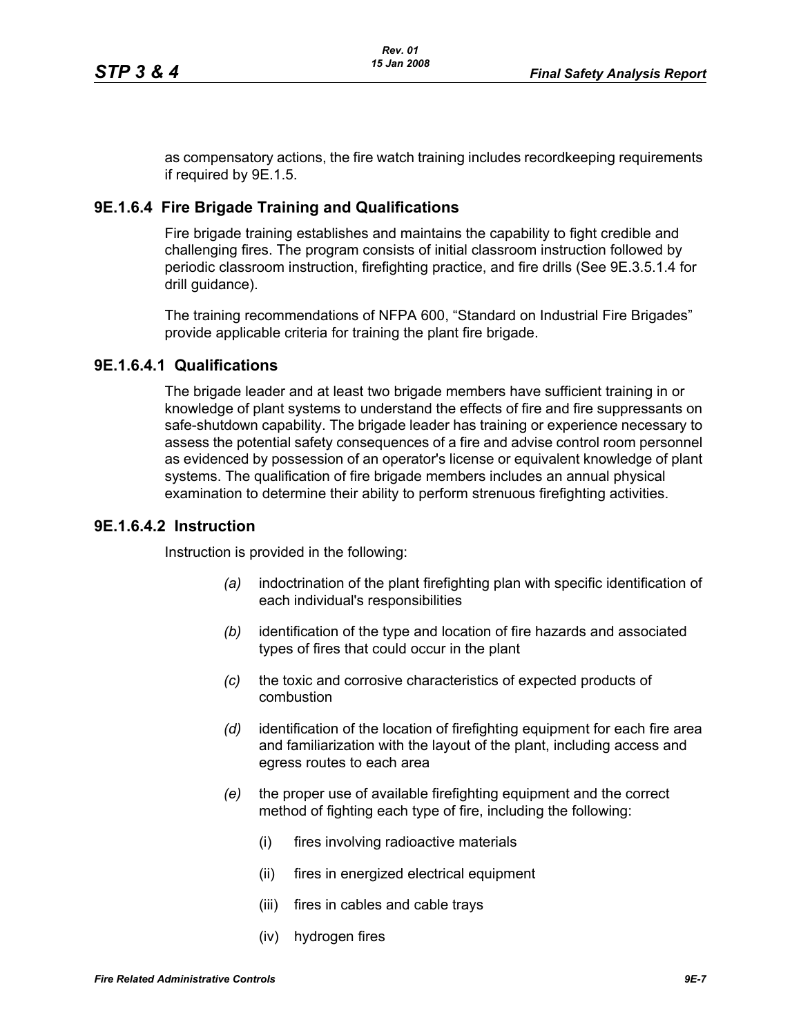as compensatory actions, the fire watch training includes recordkeeping requirements if required by 9E.1.5.

### 9E.1.6.4 Fire Brigade Training and Qualifications

Fire brigade training establishes and maintains the capability to fight credible and challenging fires. The program consists of initial classroom instruction followed by periodic classroom instruction, firefighting practice, and fire drills (See 9E.3.5.1.4 for drill guidance).

The training recommendations of NFPA 600, "Standard on Industrial Fire Brigades" provide applicable criteria for training the plant fire brigade.

#### 9E.1.6.4.1 Qualifications

The brigade leader and at least two brigade members have sufficient training in or knowledge of plant systems to understand the effects of fire and fire suppressants on safe-shutdown capability. The brigade leader has training or experience necessary to assess the potential safety consequences of a fire and advise control room personnel as evidenced by possession of an operator's license or equivalent knowledge of plant systems. The qualification of fire brigade members includes an annual physical examination to determine their ability to perform strenuous firefighting activities.

#### 9E.1.6.4.2 Instruction

Instruction is provided in the following:

*(a)* indoctrination of the plant firefighting plan with specific identification of each individual's responsibilities

*(b)* identification of the type and location of fire hazards and associated types of fires that could occur in the plant

*(c)* the toxic and corrosive characteristics of expected products of combustion

*(d)* identification of the location of firefighting equipment for each fire area and familiarization with the layout of the plant, including access and egress routes to each area

*(e)* the proper use of available firefighting equipment and the correct method of fighting each type of fire, including the following:

(i) fires involving radioactive materials

(ii) fires in energized electrical equipment

(iii) fires in cables and cable trays

(iv) hydrogen fires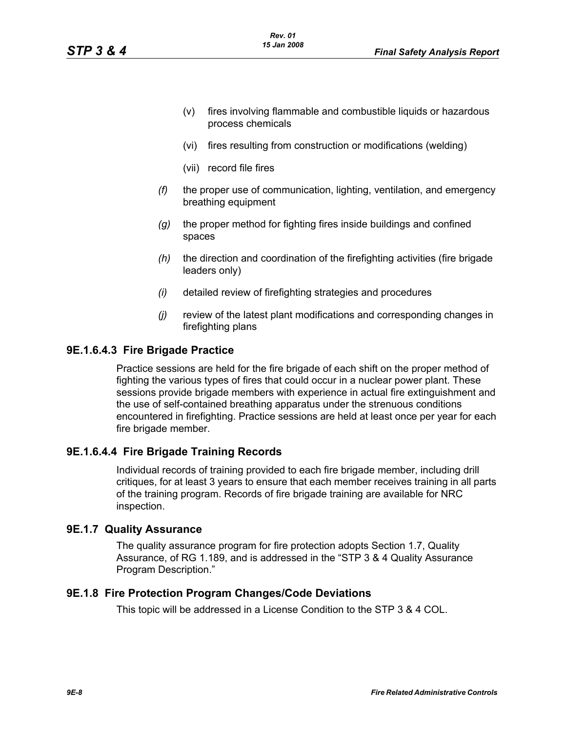(v) fires involving flammable and combustible liquids or hazardous process chemicals

(vi) fires resulting from construction or modifications (welding)

(vii) record file fires

*(f)* the proper use of communication, lighting, ventilation, and emergency breathing equipment

*(g)* the proper method for fighting fires inside buildings and confined spaces

*(h)* the direction and coordination of the firefighting activities (fire brigade leaders only)

*(i)* detailed review of firefighting strategies and procedures

*(j)* review of the latest plant modifications and corresponding changes in firefighting plans

### 9E.1.6.4.3 Fire Brigade Practice

Practice sessions are held for the fire brigade of each shift on the proper method of fighting the various types of fires that could occur in a nuclear power plant. These sessions provide brigade members with experience in actual fire extinguishment and the use of self-contained breathing apparatus under the strenuous conditions encountered in firefighting. Practice sessions are held at least once per year for each fire brigade member.

### 9E.1.6.4.4 Fire Brigade Training Records

Individual records of training provided to each fire brigade member, including drill critiques, for at least 3 years to ensure that each member receives training in all parts of the training program. Records of fire brigade training are available for NRC inspection.

## 9E.1.7 Quality Assurance

The quality assurance program for fire protection adopts Section 1.7, Quality Assurance, of RG 1.189, and is addressed in the "STP 3 & 4 Quality Assurance Program Description."

## 9E.1.8 Fire Protection Program Changes/Code Deviations

This topic will be addressed in a License Condition to the STP 3 & 4 COL.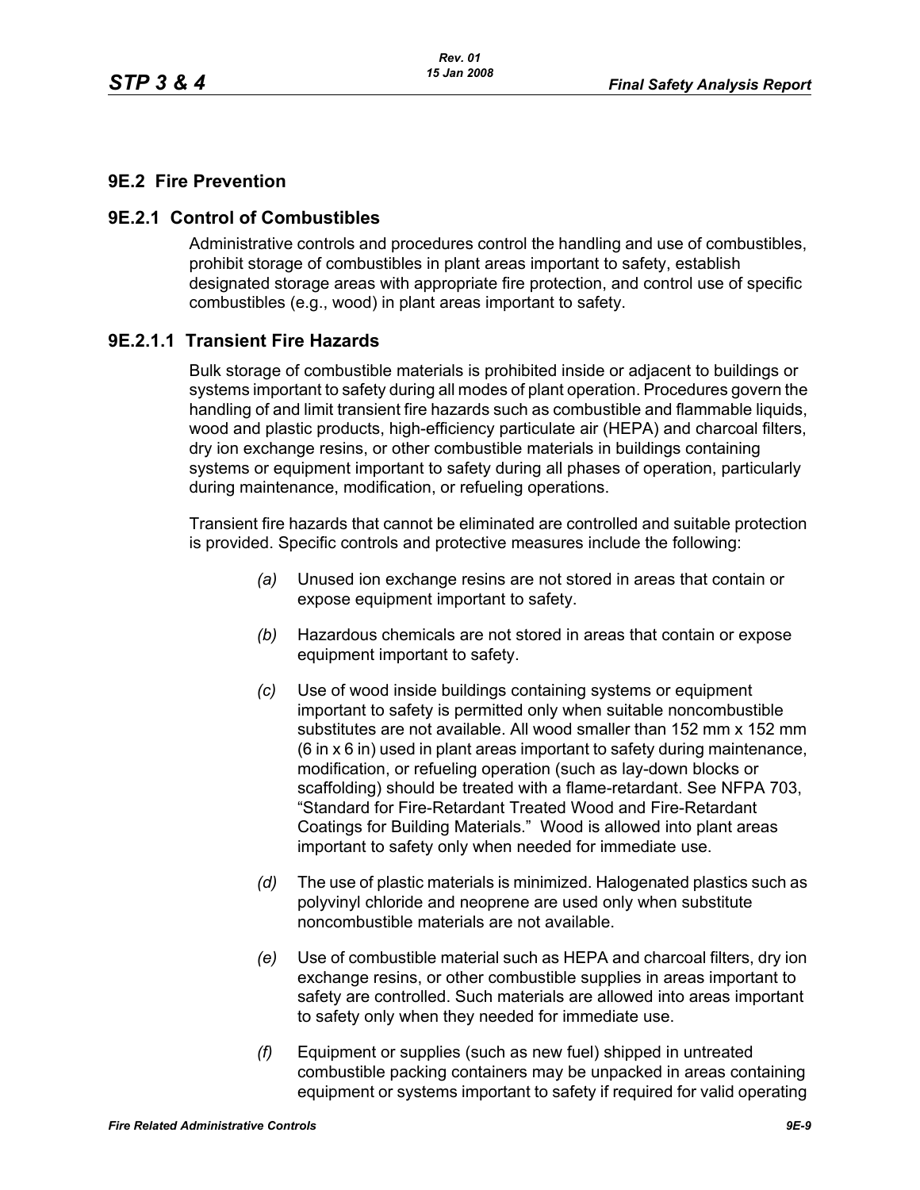## 9E.2 Fire Prevention

### 9E.2.1 Control of Combustibles

Administrative controls and procedures control the handling and use of combustibles, prohibit storage of combustibles in plant areas important to safety, establish designated storage areas with appropriate fire protection, and control use of specific combustibles (e.g., wood) in plant areas important to safety.

#### 9E.2.1.1 Transient Fire Hazards

Bulk storage of combustible materials is prohibited inside or adjacent to buildings or systems important to safety during all modes of plant operation. Procedures govern the handling of and limit transient fire hazards such as combustible and flammable liquids, wood and plastic products, high-efficiency particulate air (HEPA) and charcoal filters, dry ion exchange resins, or other combustible materials in buildings containing systems or equipment important to safety during all phases of operation, particularly during maintenance, modification, or refueling operations.

Transient fire hazards that cannot be eliminated are controlled and suitable protection is provided. Specific controls and protective measures include the following:

*(a)* Unused ion exchange resins are not stored in areas that contain or expose equipment important to safety.

*(b)* Hazardous chemicals are not stored in areas that contain or expose equipment important to safety.

*(c)* Use of wood inside buildings containing systems or equipment important to safety is permitted only when suitable noncombustible substitutes are not available. All wood smaller than 152 mm x 152 mm (6 in x 6 in) used in plant areas important to safety during maintenance, modification, or refueling operation (such as lay-down blocks or scaffolding) should be treated with a flame-retardant. See NFPA 703, "Standard for Fire-Retardant Treated Wood and Fire-Retardant Coatings for Building Materials." Wood is allowed into plant areas important to safety only when needed for immediate use.

*(d)* The use of plastic materials is minimized. Halogenated plastics such as polyvinyl chloride and neoprene are used only when substitute noncombustible materials are not available.

*(e)* Use of combustible material such as HEPA and charcoal filters, dry ion exchange resins, or other combustible supplies in areas important to safety are controlled. Such materials are allowed into areas important to safety only when they needed for immediate use.

*(f)* Equipment or supplies (such as new fuel) shipped in untreated combustible packing containers may be unpacked in areas containing equipment or systems important to safety if required for valid operating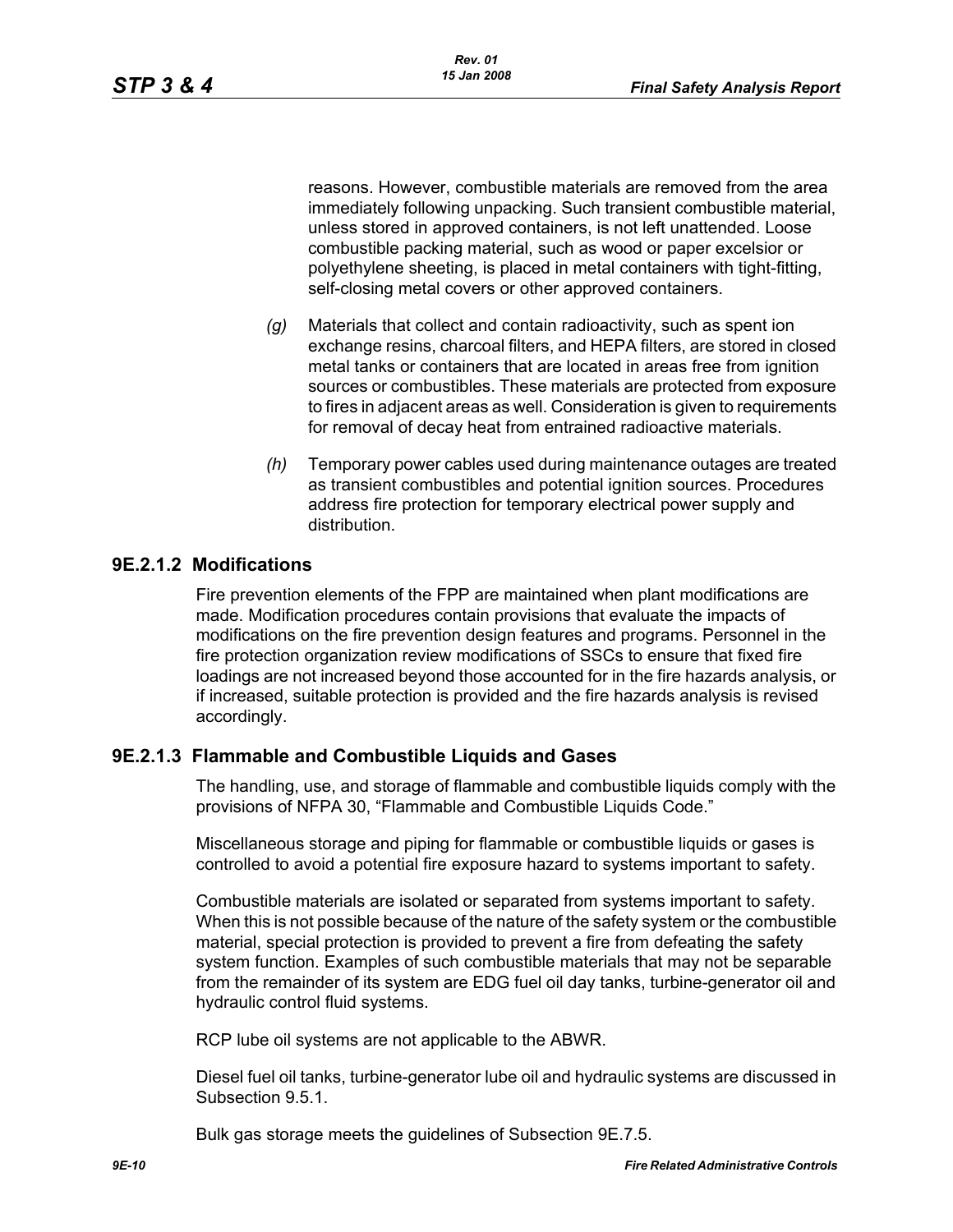reasons. However, combustible materials are removed from the area immediately following unpacking. Such transient combustible material, unless stored in approved containers, is not left unattended. Loose combustible packing material, such as wood or paper excelsior or polyethylene sheeting, is placed in metal containers with tight-fitting, self-closing metal covers or other approved containers.

*(g)* Materials that collect and contain radioactivity, such as spent ion exchange resins, charcoal filters, and HEPA filters, are stored in closed metal tanks or containers that are located in areas free from ignition sources or combustibles. These materials are protected from exposure to fires in adjacent areas as well. Consideration is given to requirements for removal of decay heat from entrained radioactive materials.

*(h)* Temporary power cables used during maintenance outages are treated as transient combustibles and potential ignition sources. Procedures address fire protection for temporary electrical power supply and distribution.

### 9E.2.1.2 Modifications

Fire prevention elements of the FPP are maintained when plant modifications are made. Modification procedures contain provisions that evaluate the impacts of modifications on the fire prevention design features and programs. Personnel in the fire protection organization review modifications of SSCs to ensure that fixed fire loadings are not increased beyond those accounted for in the fire hazards analysis, or if increased, suitable protection is provided and the fire hazards analysis is revised accordingly.

### 9E.2.1.3 Flammable and Combustible Liquids and Gases

The handling, use, and storage of flammable and combustible liquids comply with the provisions of NFPA 30, "Flammable and Combustible Liquids Code."

Miscellaneous storage and piping for flammable or combustible liquids or gases is controlled to avoid a potential fire exposure hazard to systems important to safety.

Combustible materials are isolated or separated from systems important to safety. When this is not possible because of the nature of the safety system or the combustible material, special protection is provided to prevent a fire from defeating the safety system function. Examples of such combustible materials that may not be separable from the remainder of its system are EDG fuel oil day tanks, turbine-generator oil and hydraulic control fluid systems.

RCP lube oil systems are not applicable to the ABWR.

Diesel fuel oil tanks, turbine-generator lube oil and hydraulic systems are discussed in Subsection 9.5.1.

Bulk gas storage meets the guidelines of Subsection 9E.7.5.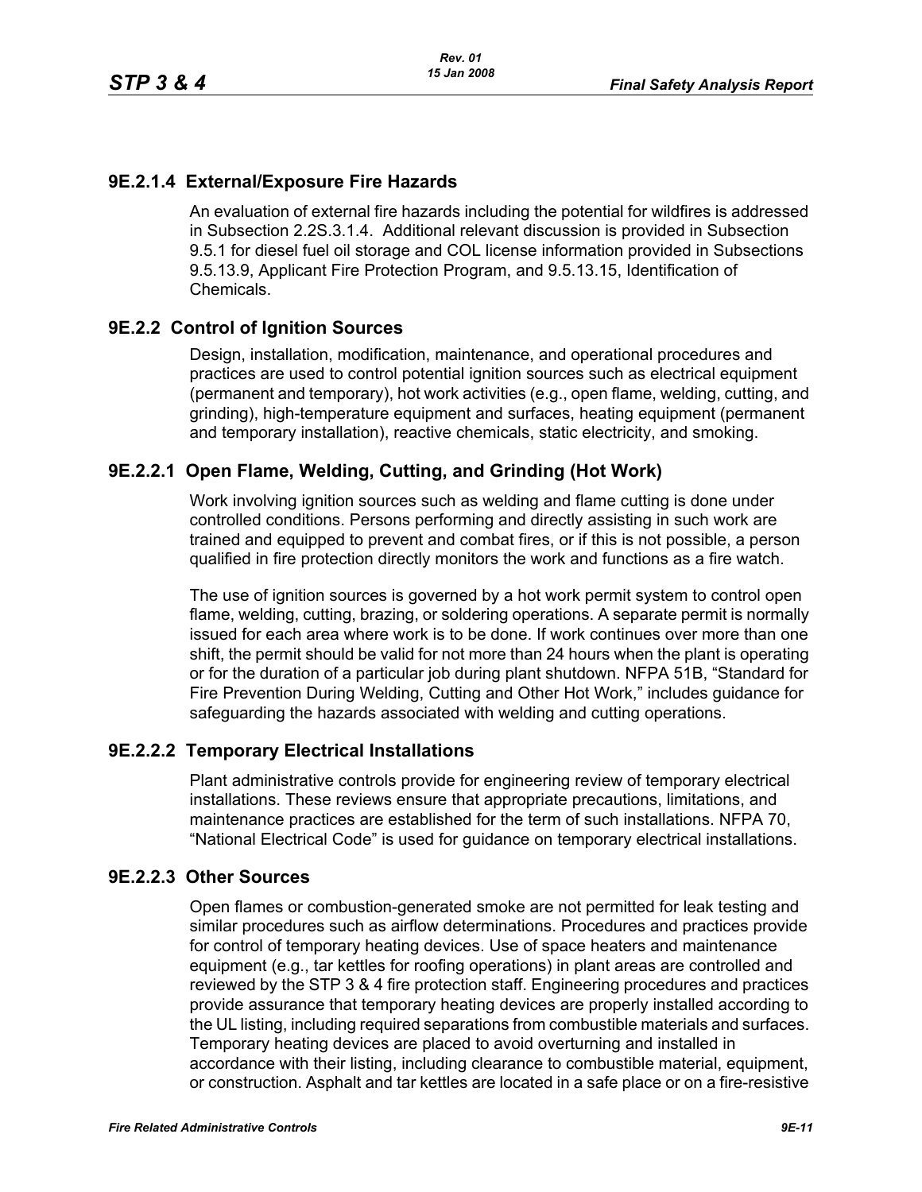### 9E.2.1.4 External/Exposure Fire Hazards

An evaluation of external fire hazards including the potential for wildfires is addressed in Subsection 2.2S.3.1.4. Additional relevant discussion is provided in Subsection 9.5.1 for diesel fuel oil storage and COL license information provided in Subsections 9.5.13.9, Applicant Fire Protection Program, and 9.5.13.15, Identification of Chemicals.

## 9E.2.2 Control of Ignition Sources

Design, installation, modification, maintenance, and operational procedures and practices are used to control potential ignition sources such as electrical equipment (permanent and temporary), hot work activities (e.g., open flame, welding, cutting, and grinding), high-temperature equipment and surfaces, heating equipment (permanent and temporary installation), reactive chemicals, static electricity, and smoking.

### 9E.2.2.1 Open Flame, Welding, Cutting, and Grinding (Hot Work)

Work involving ignition sources such as welding and flame cutting is done under controlled conditions. Persons performing and directly assisting in such work are trained and equipped to prevent and combat fires, or if this is not possible, a person qualified in fire protection directly monitors the work and functions as a fire watch.

The use of ignition sources is governed by a hot work permit system to control open flame, welding, cutting, brazing, or soldering operations. A separate permit is normally issued for each area where work is to be done. If work continues over more than one shift, the permit should be valid for not more than 24 hours when the plant is operating or for the duration of a particular job during plant shutdown. NFPA 51B, “Standard for Fire Prevention During Welding, Cutting and Other Hot Work,” includes guidance for safeguarding the hazards associated with welding and cutting operations.

### 9E.2.2.2 Temporary Electrical Installations

Plant administrative controls provide for engineering review of temporary electrical installations. These reviews ensure that appropriate precautions, limitations, and maintenance practices are established for the term of such installations. NFPA 70, “National Electrical Code” is used for guidance on temporary electrical installations.

### 9E.2.2.3 Other Sources

Open flames or combustion-generated smoke are not permitted for leak testing and similar procedures such as airflow determinations. Procedures and practices provide for control of temporary heating devices. Use of space heaters and maintenance equipment (e.g., tar kettles for roofing operations) in plant areas are controlled and reviewed by the STP 3 & 4 fire protection staff. Engineering procedures and practices provide assurance that temporary heating devices are properly installed according to the UL listing, including required separations from combustible materials and surfaces. Temporary heating devices are placed to avoid overturning and installed in accordance with their listing, including clearance to combustible material, equipment, or construction. Asphalt and tar kettles are located in a safe place or on a fire-resistive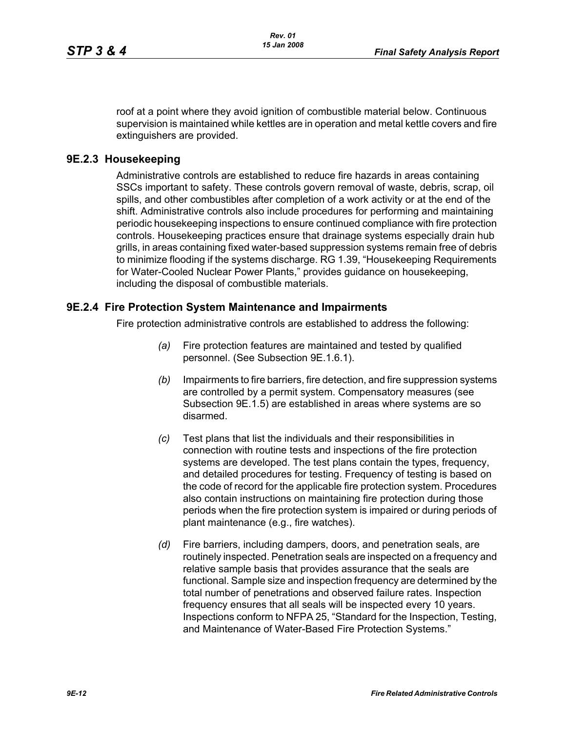roof at a point where they avoid ignition of combustible material below. Continuous supervision is maintained while kettles are in operation and metal kettle covers and fire extinguishers are provided.

### 9E.2.3 Housekeeping

Administrative controls are established to reduce fire hazards in areas containing SSCs important to safety. These controls govern removal of waste, debris, scrap, oil spills, and other combustibles after completion of a work activity or at the end of the shift. Administrative controls also include procedures for performing and maintaining periodic housekeeping inspections to ensure continued compliance with fire protection controls. Housekeeping practices ensure that drainage systems especially drain hub grills, in areas containing fixed water-based suppression systems remain free of debris to minimize flooding if the systems discharge. RG 1.39, "Housekeeping Requirements for Water-Cooled Nuclear Power Plants," provides guidance on housekeeping, including the disposal of combustible materials.

### 9E.2.4 Fire Protection System Maintenance and Impairments

Fire protection administrative controls are established to address the following:

*(a)* Fire protection features are maintained and tested by qualified personnel. (See Subsection 9E.1.6.1).

*(b)* Impairments to fire barriers, fire detection, and fire suppression systems are controlled by a permit system. Compensatory measures (see Subsection 9E.1.5) are established in areas where systems are so disarmed.

*(c)* Test plans that list the individuals and their responsibilities in connection with routine tests and inspections of the fire protection systems are developed. The test plans contain the types, frequency, and detailed procedures for testing. Frequency of testing is based on the code of record for the applicable fire protection system. Procedures also contain instructions on maintaining fire protection during those periods when the fire protection system is impaired or during periods of plant maintenance (e.g., fire watches).

*(d)* Fire barriers, including dampers, doors, and penetration seals, are routinely inspected. Penetration seals are inspected on a frequency and relative sample basis that provides assurance that the seals are functional. Sample size and inspection frequency are determined by the total number of penetrations and observed failure rates. Inspection frequency ensures that all seals will be inspected every 10 years. Inspections conform to NFPA 25, "Standard for the Inspection, Testing, and Maintenance of Water-Based Fire Protection Systems."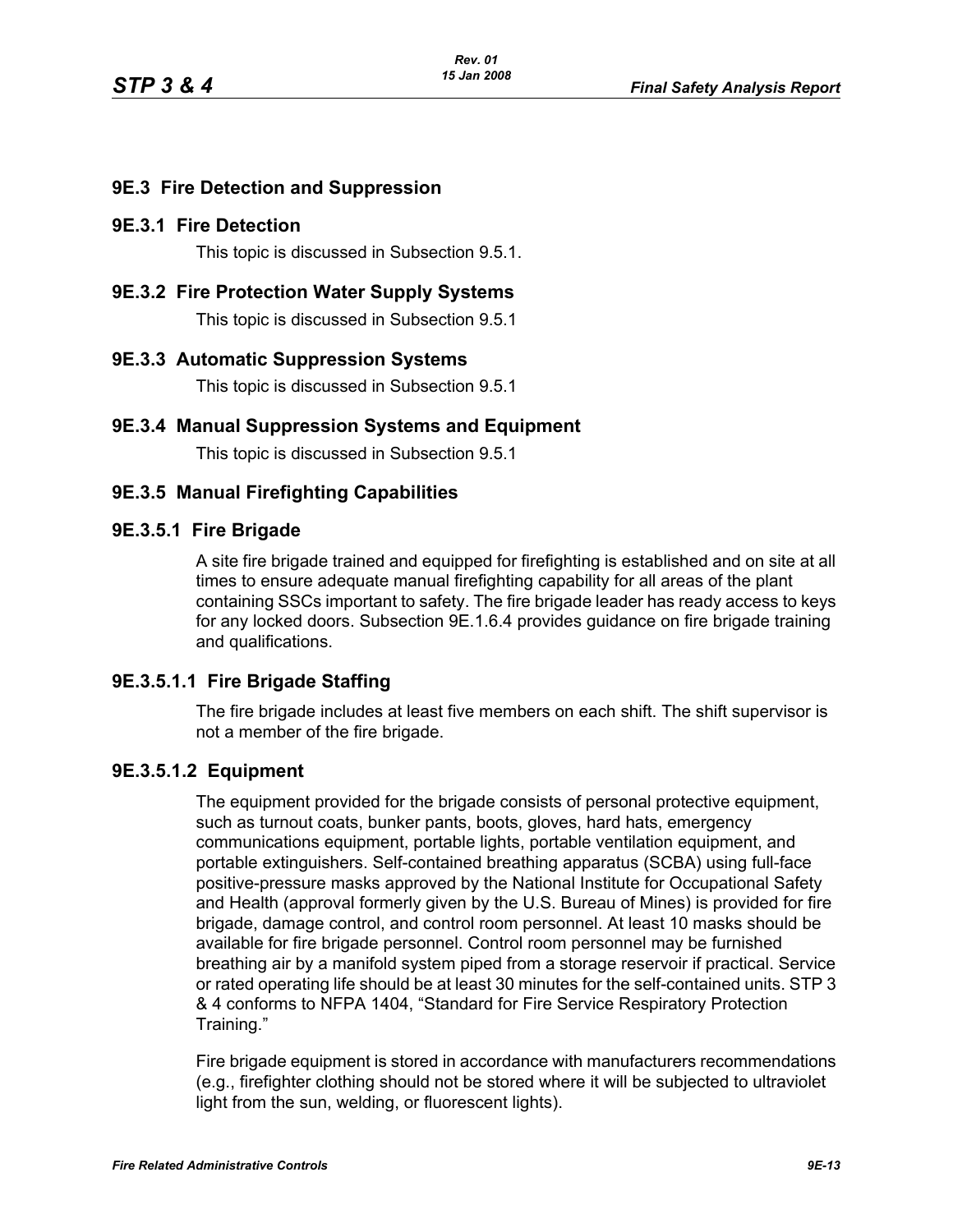## 9E.3 Fire Detection and Suppression

### 9E.3.1 Fire Detection

This topic is discussed in Subsection 9.5.1.

### 9E.3.2 Fire Protection Water Supply Systems

This topic is discussed in Subsection 9.5.1

### 9E.3.3 Automatic Suppression Systems

This topic is discussed in Subsection 9.5.1

### 9E.3.4 Manual Suppression Systems and Equipment

This topic is discussed in Subsection 9.5.1

### 9E.3.5 Manual Firefighting Capabilities

#### 9E.3.5.1 Fire Brigade

A site fire brigade trained and equipped for firefighting is established and on site at all times to ensure adequate manual firefighting capability for all areas of the plant containing SSCs important to safety. The fire brigade leader has ready access to keys for any locked doors. Subsection 9E.1.6.4 provides guidance on fire brigade training and qualifications.

#### 9E.3.5.1.1 Fire Brigade Staffing

The fire brigade includes at least five members on each shift. The shift supervisor is not a member of the fire brigade.

#### 9E.3.5.1.2 Equipment

The equipment provided for the brigade consists of personal protective equipment, such as turnout coats, bunker pants, boots, gloves, hard hats, emergency communications equipment, portable lights, portable ventilation equipment, and portable extinguishers. Self-contained breathing apparatus (SCBA) using full-face positive-pressure masks approved by the National Institute for Occupational Safety and Health (approval formerly given by the U.S. Bureau of Mines) is provided for fire brigade, damage control, and control room personnel. At least 10 masks should be available for fire brigade personnel. Control room personnel may be furnished breathing air by a manifold system piped from a storage reservoir if practical. Service or rated operating life should be at least 30 minutes for the self-contained units. STP 3 & 4 conforms to NFPA 1404, “Standard for Fire Service Respiratory Protection Training.”

Fire brigade equipment is stored in accordance with manufacturers recommendations (e.g., firefighter clothing should not be stored where it will be subjected to ultraviolet light from the sun, welding, or fluorescent lights).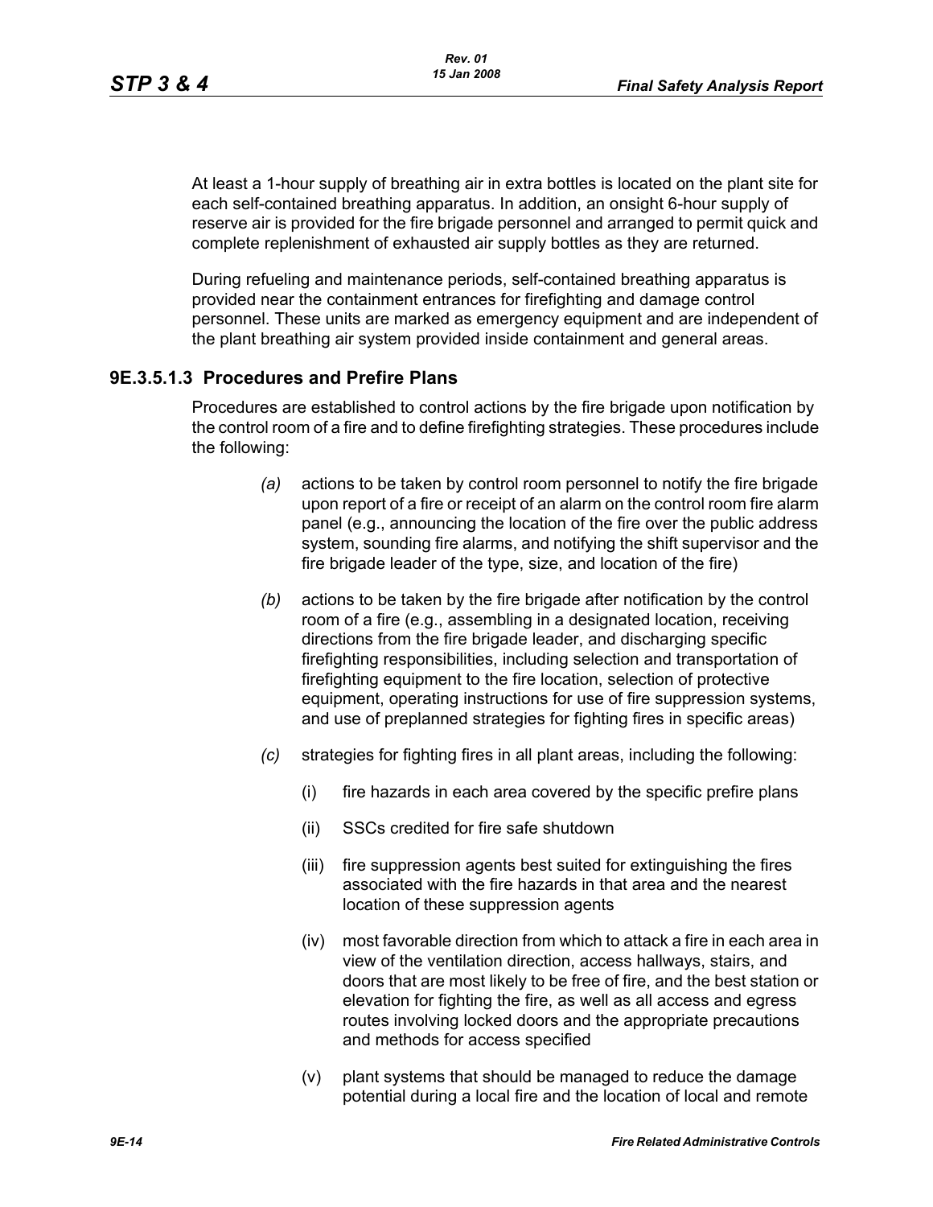At least a 1-hour supply of breathing air in extra bottles is located on the plant site for each self-contained breathing apparatus. In addition, an onsight 6-hour supply of reserve air is provided for the fire brigade personnel and arranged to permit quick and complete replenishment of exhausted air supply bottles as they are returned.

During refueling and maintenance periods, self-contained breathing apparatus is provided near the containment entrances for firefighting and damage control personnel. These units are marked as emergency equipment and are independent of the plant breathing air system provided inside containment and general areas.

### 9E.3.5.1.3 Procedures and Prefire Plans

Procedures are established to control actions by the fire brigade upon notification by the control room of a fire and to define firefighting strategies. These procedures include the following:

*(a)* actions to be taken by control room personnel to notify the fire brigade upon report of a fire or receipt of an alarm on the control room fire alarm panel (e.g., announcing the location of the fire over the public address system, sounding fire alarms, and notifying the shift supervisor and the fire brigade leader of the type, size, and location of the fire)

*(b)* actions to be taken by the fire brigade after notification by the control room of a fire (e.g., assembling in a designated location, receiving directions from the fire brigade leader, and discharging specific firefighting responsibilities, including selection and transportation of firefighting equipment to the fire location, selection of protective equipment, operating instructions for use of fire suppression systems, and use of preplanned strategies for fighting fires in specific areas)

*(c)* strategies for fighting fires in all plant areas, including the following:

(i) fire hazards in each area covered by the specific prefire plans

(ii) SSCs credited for fire safe shutdown

(iii) fire suppression agents best suited for extinguishing the fires associated with the fire hazards in that area and the nearest location of these suppression agents

(iv) most favorable direction from which to attack a fire in each area in view of the ventilation direction, access hallways, stairs, and doors that are most likely to be free of fire, and the best station or elevation for fighting the fire, as well as all access and egress routes involving locked doors and the appropriate precautions and methods for access specified

(v) plant systems that should be managed to reduce the damage potential during a local fire and the location of local and remote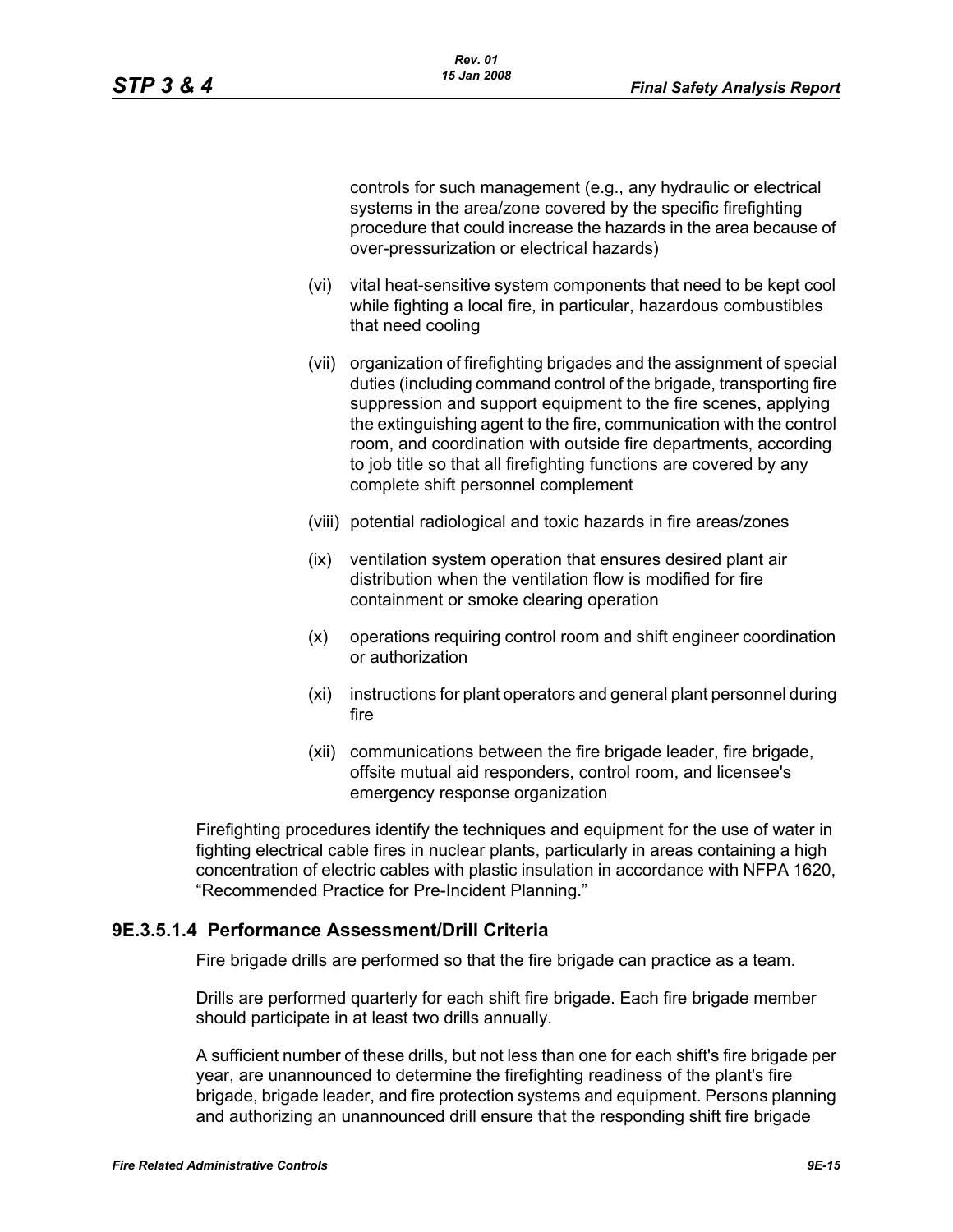controls for such management (e.g., any hydraulic or electrical systems in the area/zone covered by the specific firefighting procedure that could increase the hazards in the area because of over-pressurization or electrical hazards)

(vi) vital heat-sensitive system components that need to be kept cool while fighting a local fire, in particular, hazardous combustibles that need cooling

(vii) organization of firefighting brigades and the assignment of special duties (including command control of the brigade, transporting fire suppression and support equipment to the fire scenes, applying the extinguishing agent to the fire, communication with the control room, and coordination with outside fire departments, according to job title so that all firefighting functions are covered by any complete shift personnel complement

(viii) potential radiological and toxic hazards in fire areas/zones

(ix) ventilation system operation that ensures desired plant air distribution when the ventilation flow is modified for fire containment or smoke clearing operation

(x) operations requiring control room and shift engineer coordination or authorization

(xi) instructions for plant operators and general plant personnel during fire

(xii) communications between the fire brigade leader, fire brigade, offsite mutual aid responders, control room, and licensee's emergency response organization

Firefighting procedures identify the techniques and equipment for the use of water in fighting electrical cable fires in nuclear plants, particularly in areas containing a high concentration of electric cables with plastic insulation in accordance with NFPA 1620, "Recommended Practice for Pre-Incident Planning."

### 9E.3.5.1.4 Performance Assessment/Drill Criteria

Fire brigade drills are performed so that the fire brigade can practice as a team.

Drills are performed quarterly for each shift fire brigade. Each fire brigade member should participate in at least two drills annually.

A sufficient number of these drills, but not less than one for each shift's fire brigade per year, are unannounced to determine the firefighting readiness of the plant's fire brigade, brigade leader, and fire protection systems and equipment. Persons planning and authorizing an unannounced drill ensure that the responding shift fire brigade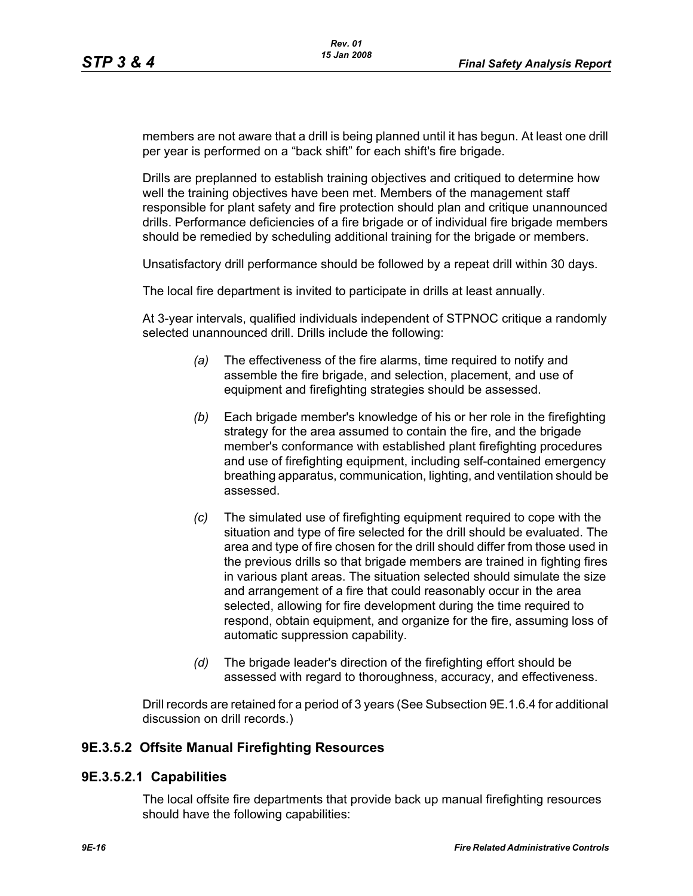members are not aware that a drill is being planned until it has begun. At least one drill per year is performed on a “back shift” for each shift's fire brigade.

Drills are preplanned to establish training objectives and critiqued to determine how well the training objectives have been met. Members of the management staff responsible for plant safety and fire protection should plan and critique unannounced drills. Performance deficiencies of a fire brigade or of individual fire brigade members should be remedied by scheduling additional training for the brigade or members.

Unsatisfactory drill performance should be followed by a repeat drill within 30 days.

The local fire department is invited to participate in drills at least annually.

At 3-year intervals, qualified individuals independent of STPNOC critique a randomly selected unannounced drill. Drills include the following:

*(a)* The effectiveness of the fire alarms, time required to notify and assemble the fire brigade, and selection, placement, and use of equipment and firefighting strategies should be assessed.

*(b)* Each brigade member's knowledge of his or her role in the firefighting strategy for the area assumed to contain the fire, and the brigade member's conformance with established plant firefighting procedures and use of firefighting equipment, including self-contained emergency breathing apparatus, communication, lighting, and ventilation should be assessed.

*(c)* The simulated use of firefighting equipment required to cope with the situation and type of fire selected for the drill should be evaluated. The area and type of fire chosen for the drill should differ from those used in the previous drills so that brigade members are trained in fighting fires in various plant areas. The situation selected should simulate the size and arrangement of a fire that could reasonably occur in the area selected, allowing for fire development during the time required to respond, obtain equipment, and organize for the fire, assuming loss of automatic suppression capability.

*(d)* The brigade leader's direction of the firefighting effort should be assessed with regard to thoroughness, accuracy, and effectiveness.

Drill records are retained for a period of 3 years (See Subsection 9E.1.6.4 for additional discussion on drill records.)

### 9E.3.5.2 Offsite Manual Firefighting Resources

#### 9E.3.5.2.1 Capabilities

The local offsite fire departments that provide back up manual firefighting resources should have the following capabilities: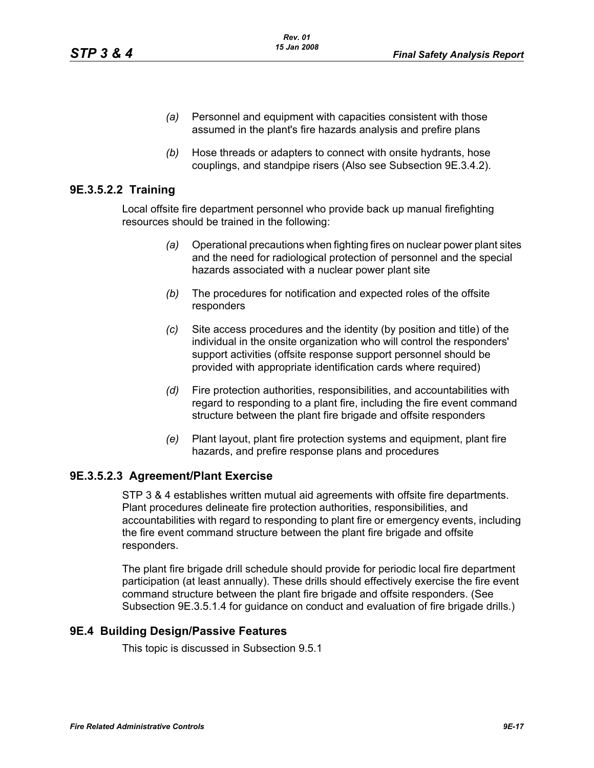*(a)* Personnel and equipment with capacities consistent with those assumed in the plant's fire hazards analysis and prefire plans

*(b)* Hose threads or adapters to connect with onsite hydrants, hose couplings, and standpipe risers (Also see Subsection 9E.3.4.2).

### 9E.3.5.2.2 Training

Local offsite fire department personnel who provide back up manual firefighting resources should be trained in the following:

*(a)* Operational precautions when fighting fires on nuclear power plant sites and the need for radiological protection of personnel and the special hazards associated with a nuclear power plant site

*(b)* The procedures for notification and expected roles of the offsite responders

*(c)* Site access procedures and the identity (by position and title) of the individual in the onsite organization who will control the responders' support activities (offsite response support personnel should be provided with appropriate identification cards where required)

*(d)* Fire protection authorities, responsibilities, and accountabilities with regard to responding to a plant fire, including the fire event command structure between the plant fire brigade and offsite responders

*(e)* Plant layout, plant fire protection systems and equipment, plant fire hazards, and prefire response plans and procedures

### 9E.3.5.2.3 Agreement/Plant Exercise

STP 3 & 4 establishes written mutual aid agreements with offsite fire departments. Plant procedures delineate fire protection authorities, responsibilities, and accountabilities with regard to responding to plant fire or emergency events, including the fire event command structure between the plant fire brigade and offsite responders.

The plant fire brigade drill schedule should provide for periodic local fire department participation (at least annually). These drills should effectively exercise the fire event command structure between the plant fire brigade and offsite responders. (See Subsection 9E.3.5.1.4 for guidance on conduct and evaluation of fire brigade drills.)

## 9E.4 Building Design/Passive Features

This topic is discussed in Subsection 9.5.1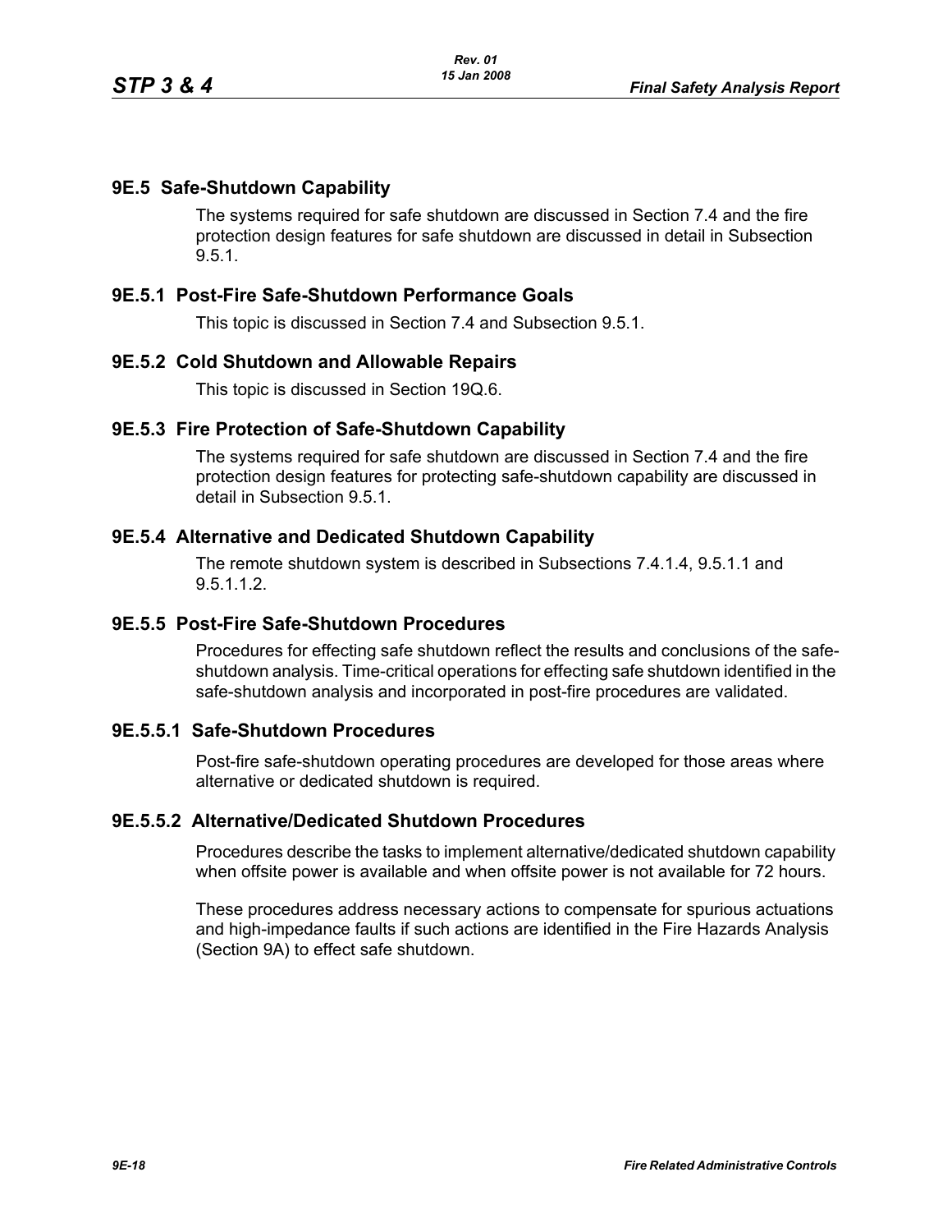## 9E.5 Safe-Shutdown Capability

The systems required for safe shutdown are discussed in Section 7.4 and the fire protection design features for safe shutdown are discussed in detail in Subsection 9.5.1.

### 9E.5.1 Post-Fire Safe-Shutdown Performance Goals

This topic is discussed in Section 7.4 and Subsection 9.5.1.

### 9E.5.2 Cold Shutdown and Allowable Repairs

This topic is discussed in Section 19Q.6.

### 9E.5.3 Fire Protection of Safe-Shutdown Capability

The systems required for safe shutdown are discussed in Section 7.4 and the fire protection design features for protecting safe-shutdown capability are discussed in detail in Subsection 9.5.1.

### 9E.5.4 Alternative and Dedicated Shutdown Capability

The remote shutdown system is described in Subsections 7.4.1.4, 9.5.1.1 and 9.5.1.1.2.

### 9E.5.5 Post-Fire Safe-Shutdown Procedures

Procedures for effecting safe shutdown reflect the results and conclusions of the safe-shutdown analysis. Time-critical operations for effecting safe shutdown identified in the safe-shutdown analysis and incorporated in post-fire procedures are validated.

#### 9E.5.5.1 Safe-Shutdown Procedures

Post-fire safe-shutdown operating procedures are developed for those areas where alternative or dedicated shutdown is required.

#### 9E.5.5.2 Alternative/Dedicated Shutdown Procedures

Procedures describe the tasks to implement alternative/dedicated shutdown capability when offsite power is available and when offsite power is not available for 72 hours.

These procedures address necessary actions to compensate for spurious actuations and high-impedance faults if such actions are identified in the Fire Hazards Analysis (Section 9A) to effect safe shutdown.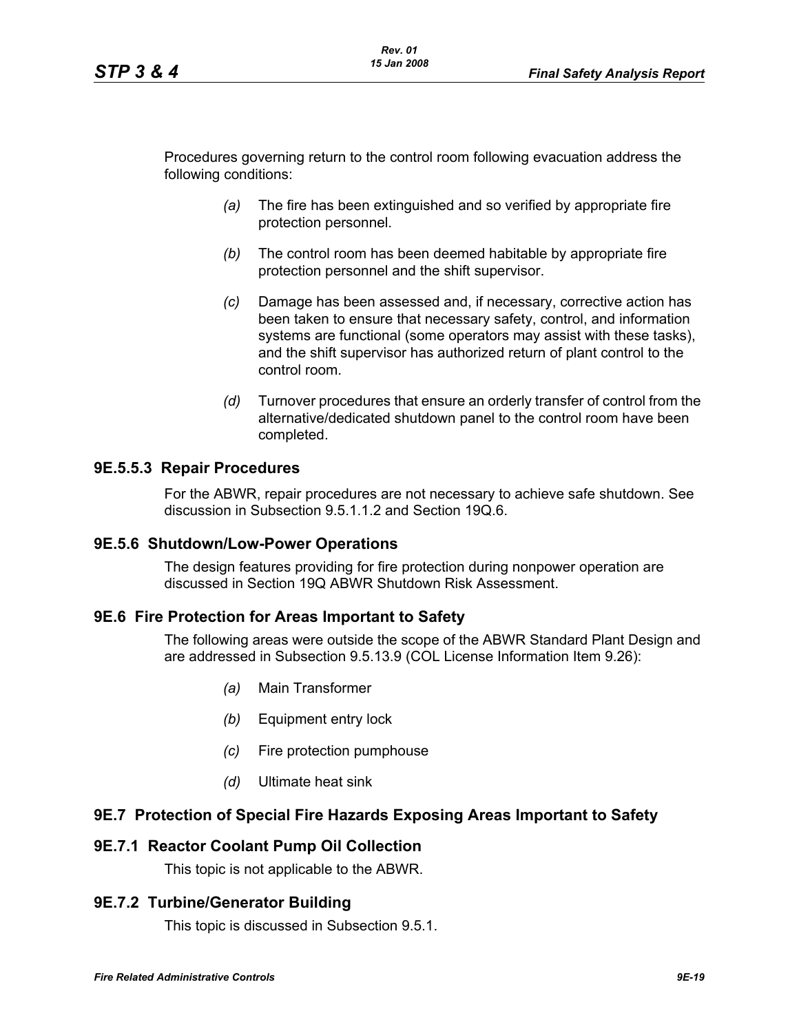Procedures governing return to the control room following evacuation address the following conditions:

*(a)* The fire has been extinguished and so verified by appropriate fire protection personnel.

*(b)* The control room has been deemed habitable by appropriate fire protection personnel and the shift supervisor.

*(c)* Damage has been assessed and, if necessary, corrective action has been taken to ensure that necessary safety, control, and information systems are functional (some operators may assist with these tasks), and the shift supervisor has authorized return of plant control to the control room.

*(d)* Turnover procedures that ensure an orderly transfer of control from the alternative/dedicated shutdown panel to the control room have been completed.

### 9E.5.5.3 Repair Procedures

For the ABWR, repair procedures are not necessary to achieve safe shutdown. See discussion in Subsection 9.5.1.1.2 and Section 19Q.6.

## 9E.5.6 Shutdown/Low-Power Operations

The design features providing for fire protection during nonpower operation are discussed in Section 19Q ABWR Shutdown Risk Assessment.

## 9E.6 Fire Protection for Areas Important to Safety

The following areas were outside the scope of the ABWR Standard Plant Design and are addressed in Subsection 9.5.13.9 (COL License Information Item 9.26):

*(a)* Main Transformer

*(b)* Equipment entry lock

*(c)* Fire protection pumphouse

*(d)* Ultimate heat sink

## 9E.7 Protection of Special Fire Hazards Exposing Areas Important to Safety

### 9E.7.1 Reactor Coolant Pump Oil Collection

This topic is not applicable to the ABWR.

### 9E.7.2 Turbine/Generator Building

This topic is discussed in Subsection 9.5.1.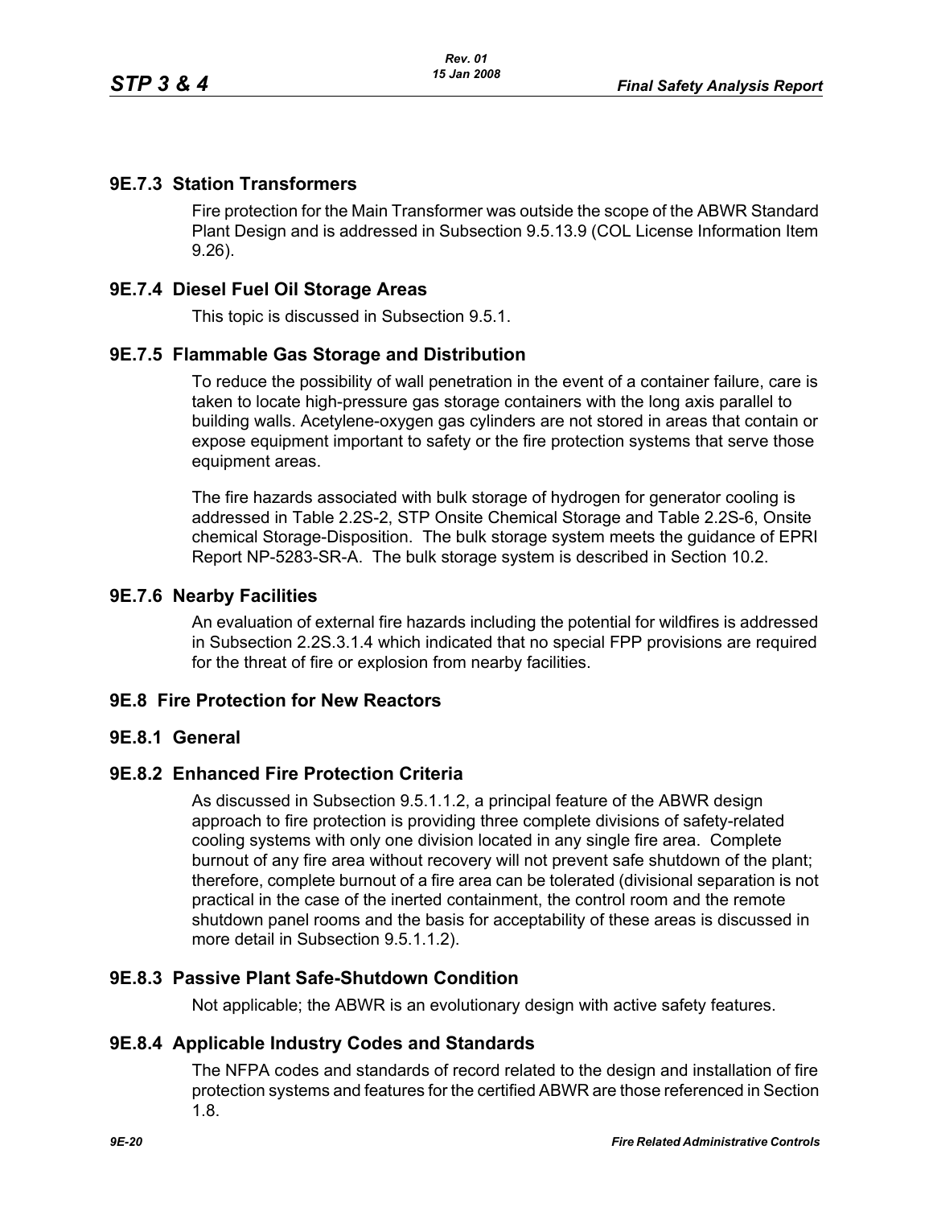### 9E.7.3 Station Transformers

Fire protection for the Main Transformer was outside the scope of the ABWR Standard Plant Design and is addressed in Subsection 9.5.13.9 (COL License Information Item 9.26).

### 9E.7.4 Diesel Fuel Oil Storage Areas

This topic is discussed in Subsection 9.5.1.

### 9E.7.5 Flammable Gas Storage and Distribution

To reduce the possibility of wall penetration in the event of a container failure, care is taken to locate high-pressure gas storage containers with the long axis parallel to building walls. Acetylene-oxygen gas cylinders are not stored in areas that contain or expose equipment important to safety or the fire protection systems that serve those equipment areas.

The fire hazards associated with bulk storage of hydrogen for generator cooling is addressed in Table 2.2S-2, STP Onsite Chemical Storage and Table 2.2S-6, Onsite chemical Storage-Disposition. The bulk storage system meets the guidance of EPRI Report NP-5283-SR-A. The bulk storage system is described in Section 10.2.

### 9E.7.6 Nearby Facilities

An evaluation of external fire hazards including the potential for wildfires is addressed in Subsection 2.2S.3.1.4 which indicated that no special FPP provisions are required for the threat of fire or explosion from nearby facilities.

## 9E.8 Fire Protection for New Reactors

### 9E.8.1 General

### 9E.8.2 Enhanced Fire Protection Criteria

As discussed in Subsection 9.5.1.1.2, a principal feature of the ABWR design approach to fire protection is providing three complete divisions of safety-related cooling systems with only one division located in any single fire area. Complete burnout of any fire area without recovery will not prevent safe shutdown of the plant; therefore, complete burnout of a fire area can be tolerated (divisional separation is not practical in the case of the inerted containment, the control room and the remote shutdown panel rooms and the basis for acceptability of these areas is discussed in more detail in Subsection 9.5.1.1.2).

### 9E.8.3 Passive Plant Safe-Shutdown Condition

Not applicable; the ABWR is an evolutionary design with active safety features.

### 9E.8.4 Applicable Industry Codes and Standards

The NFPA codes and standards of record related to the design and installation of fire protection systems and features for the certified ABWR are those referenced in Section 1.8.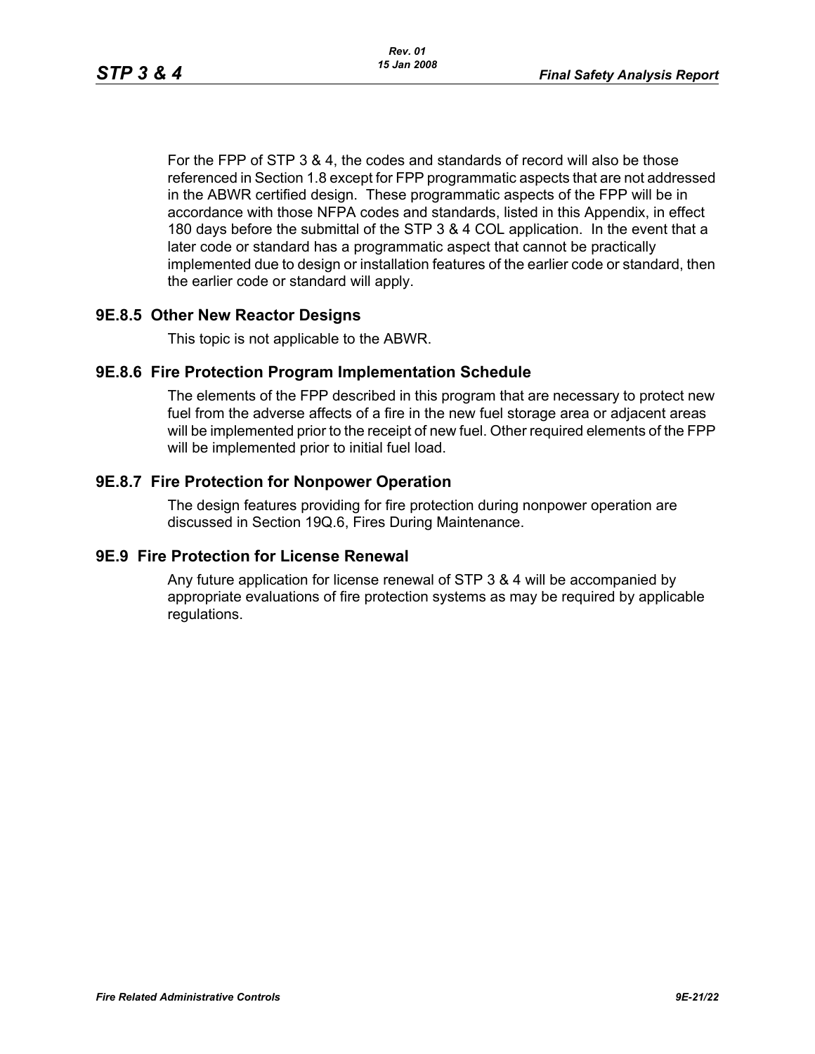For the FPP of STP 3 & 4, the codes and standards of record will also be those referenced in Section 1.8 except for FPP programmatic aspects that are not addressed in the ABWR certified design. These programmatic aspects of the FPP will be in accordance with those NFPA codes and standards, listed in this Appendix, in effect 180 days before the submittal of the STP 3 & 4 COL application. In the event that a later code or standard has a programmatic aspect that cannot be practically implemented due to design or installation features of the earlier code or standard, then the earlier code or standard will apply.

### 9E.8.5 Other New Reactor Designs

This topic is not applicable to the ABWR.

### 9E.8.6 Fire Protection Program Implementation Schedule

The elements of the FPP described in this program that are necessary to protect new fuel from the adverse affects of a fire in the new fuel storage area or adjacent areas will be implemented prior to the receipt of new fuel. Other required elements of the FPP will be implemented prior to initial fuel load.

### 9E.8.7 Fire Protection for Nonpower Operation

The design features providing for fire protection during nonpower operation are discussed in Section 19Q.6, Fires During Maintenance.

## 9E.9 Fire Protection for License Renewal

Any future application for license renewal of STP 3 & 4 will be accompanied by appropriate evaluations of fire protection systems as may be required by applicable regulations.